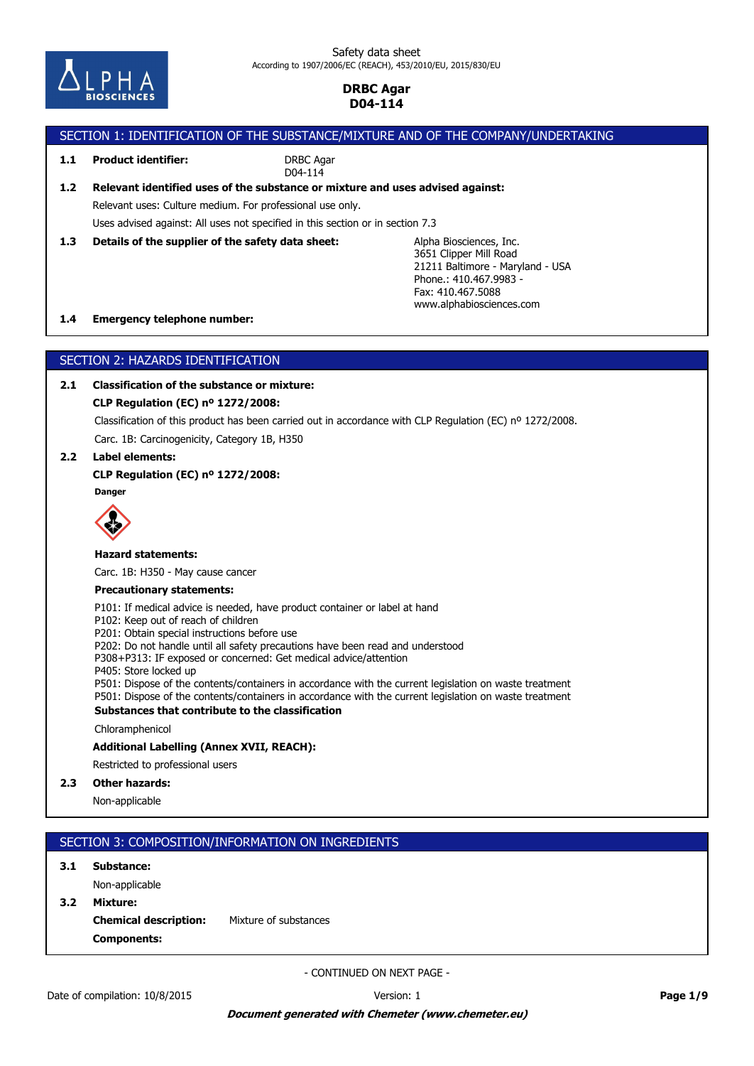Safety data sheet
According to 1907/2006/EC (REACH), 453/2010/EU, 2015/830/EU

**DRBC Agar**
**D04-114**

## SECTION 1: IDENTIFICATION OF THE SUBSTANCE/MIXTURE AND OF THE COMPANY/UNDERTAKING

**1.1 Product identifier:** DRBC Agar
D04-114

**1.2 Relevant identified uses of the substance or mixture and uses advised against:**

Relevant uses: Culture medium. For professional use only.

Uses advised against: All uses not specified in this section or in section 7.3

**1.3 Details of the supplier of the safety data sheet:**

Alpha Biosciences, Inc.
3651 Clipper Mill Road
21211 Baltimore - Maryland - USA
Phone.: 410.467.9983 -
Fax: 410.467.5088
www.alphabiosciences.com

**1.4 Emergency telephone number:**

## SECTION 2: HAZARDS IDENTIFICATION

**2.1 Classification of the substance or mixture:**

**CLP Regulation (EC) nº 1272/2008:**

Classification of this product has been carried out in accordance with CLP Regulation (EC) nº 1272/2008.

Carc. 1B: Carcinogenicity, Category 1B, H350

**2.2 Label elements:**

**CLP Regulation (EC) nº 1272/2008:**

**Danger**

**Hazard statements:**

Carc. 1B: H350 - May cause cancer

**Precautionary statements:**

P101: If medical advice is needed, have product container or label at hand
P102: Keep out of reach of children
P201: Obtain special instructions before use
P202: Do not handle until all safety precautions have been read and understood
P308+P313: IF exposed or concerned: Get medical advice/attention
P405: Store locked up
P501: Dispose of the contents/containers in accordance with the current legislation on waste treatment
P501: Dispose of the contents/containers in accordance with the current legislation on waste treatment

**Substances that contribute to the classification**

Chloramphenicol

**Additional Labelling (Annex XVII, REACH):**

Restricted to professional users

**2.3 Other hazards:**

Non-applicable

## SECTION 3: COMPOSITION/INFORMATION ON INGREDIENTS

**3.1 Substance:**

Non-applicable

**3.2 Mixture:**

**Chemical description:** Mixture of substances

**Components:**

- CONTINUED ON NEXT PAGE -

Date of compilation: 10/8/2015 Version: 1

***Document generated with Chemeter (www.chemeter.eu)***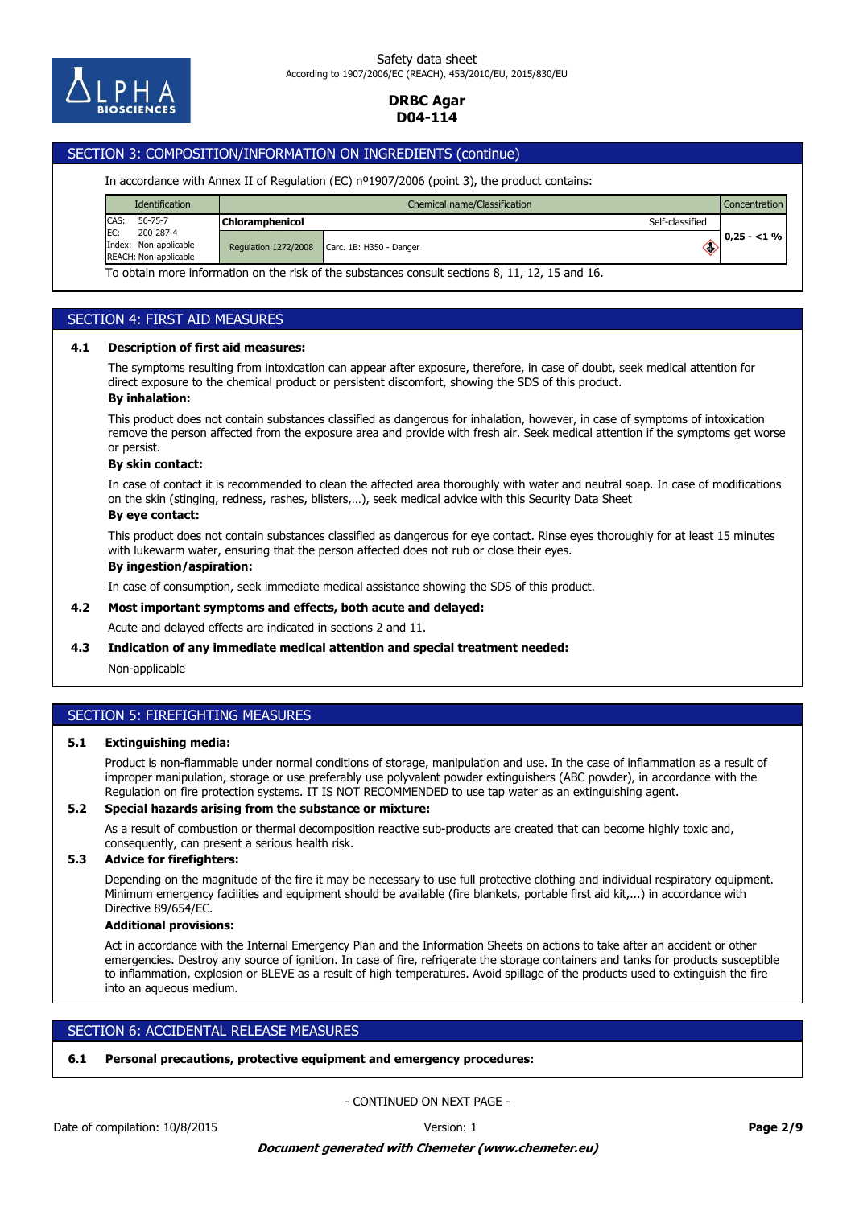## SECTION 3: COMPOSITION/INFORMATION ON INGREDIENTS (continue)

In accordance with Annex II of Regulation (EC) nº1907/2006 (point 3), the product contains:

| Identification | Chemical name/Classification | | Concentration |
|---|---|---|---|
| CAS: 56-75-7<br>EC: 200-287-4<br>Index: Non-applicable<br>REACH: Non-applicable | **Chloramphenicol** | Self-classified | 0,25 - <1 % |
| | Regulation 1272/2008 | Carc. 1B: H350 - Danger | |

To obtain more information on the risk of the substances consult sections 8, 11, 12, 15 and 16.

## SECTION 4: FIRST AID MEASURES

### 4.1 Description of first aid measures:

The symptoms resulting from intoxication can appear after exposure, therefore, in case of doubt, seek medical attention for direct exposure to the chemical product or persistent discomfort, showing the SDS of this product.

**By inhalation:**

This product does not contain substances classified as dangerous for inhalation, however, in case of symptoms of intoxication remove the person affected from the exposure area and provide with fresh air. Seek medical attention if the symptoms get worse or persist.

**By skin contact:**

In case of contact it is recommended to clean the affected area thoroughly with water and neutral soap. In case of modifications on the skin (stinging, redness, rashes, blisters,…), seek medical advice with this Security Data Sheet

**By eye contact:**

This product does not contain substances classified as dangerous for eye contact. Rinse eyes thoroughly for at least 15 minutes with lukewarm water, ensuring that the person affected does not rub or close their eyes.

**By ingestion/aspiration:**

In case of consumption, seek immediate medical assistance showing the SDS of this product.

### 4.2 Most important symptoms and effects, both acute and delayed:

Acute and delayed effects are indicated in sections 2 and 11.

### 4.3 Indication of any immediate medical attention and special treatment needed:

Non-applicable

## SECTION 5: FIREFIGHTING MEASURES

### 5.1 Extinguishing media:

Product is non-flammable under normal conditions of storage, manipulation and use. In the case of inflammation as a result of improper manipulation, storage or use preferably use polyvalent powder extinguishers (ABC powder), in accordance with the Regulation on fire protection systems. IT IS NOT RECOMMENDED to use tap water as an extinguishing agent.

### 5.2 Special hazards arising from the substance or mixture:

As a result of combustion or thermal decomposition reactive sub-products are created that can become highly toxic and, consequently, can present a serious health risk.

### 5.3 Advice for firefighters:

Depending on the magnitude of the fire it may be necessary to use full protective clothing and individual respiratory equipment. Minimum emergency facilities and equipment should be available (fire blankets, portable first aid kit,...) in accordance with Directive 89/654/EC.

**Additional provisions:**

Act in accordance with the Internal Emergency Plan and the Information Sheets on actions to take after an accident or other emergencies. Destroy any source of ignition. In case of fire, refrigerate the storage containers and tanks for products susceptible to inflammation, explosion or BLEVE as a result of high temperatures. Avoid spillage of the products used to extinguish the fire into an aqueous medium.

## SECTION 6: ACCIDENTAL RELEASE MEASURES

### 6.1 Personal precautions, protective equipment and emergency procedures:

- CONTINUED ON NEXT PAGE -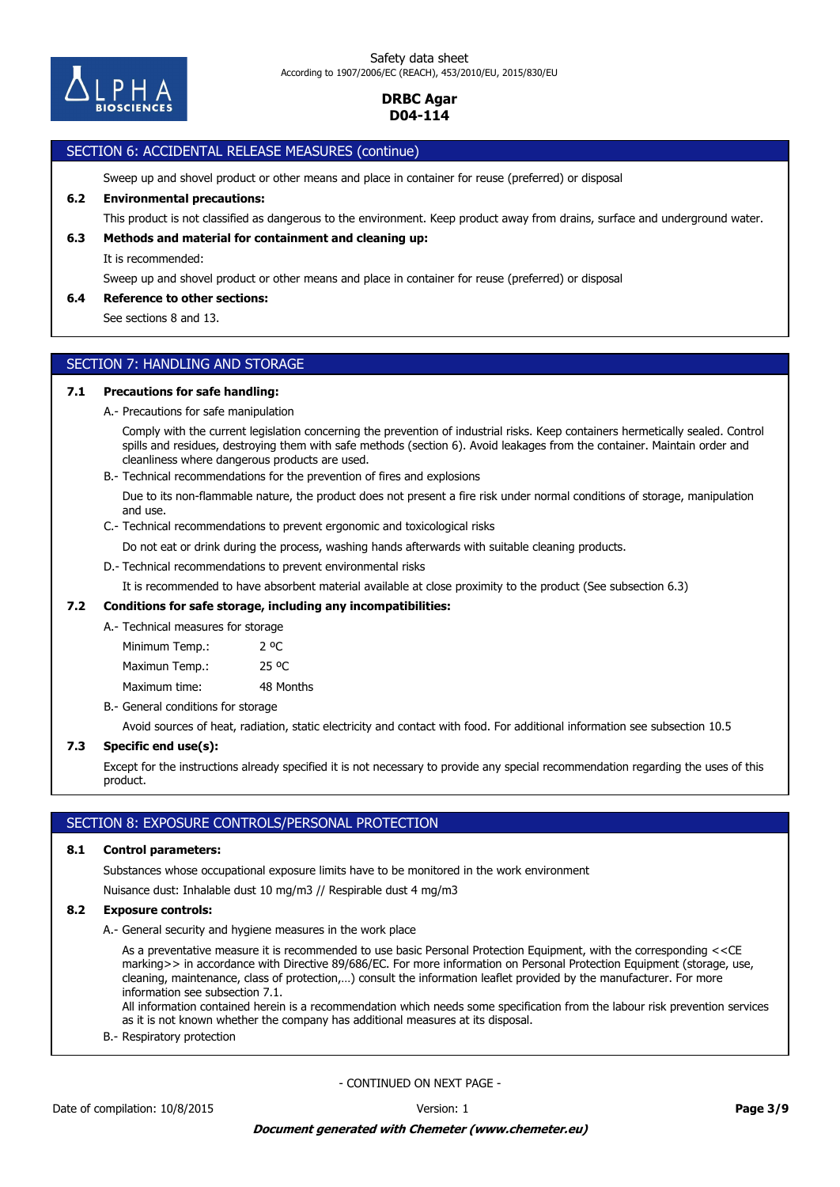## SECTION 6: ACCIDENTAL RELEASE MEASURES (continue)

Sweep up and shovel product or other means and place in container for reuse (preferred) or disposal

**6.2 Environmental precautions:**

This product is not classified as dangerous to the environment. Keep product away from drains, surface and underground water.

**6.3 Methods and material for containment and cleaning up:**

It is recommended:

Sweep up and shovel product or other means and place in container for reuse (preferred) or disposal

**6.4 Reference to other sections:**

See sections 8 and 13.

## SECTION 7: HANDLING AND STORAGE

**7.1 Precautions for safe handling:**

A.- Precautions for safe manipulation

Comply with the current legislation concerning the prevention of industrial risks. Keep containers hermetically sealed. Control spills and residues, destroying them with safe methods (section 6). Avoid leakages from the container. Maintain order and cleanliness where dangerous products are used.

B.- Technical recommendations for the prevention of fires and explosions

Due to its non-flammable nature, the product does not present a fire risk under normal conditions of storage, manipulation and use.

C.- Technical recommendations to prevent ergonomic and toxicological risks

Do not eat or drink during the process, washing hands afterwards with suitable cleaning products.

D.- Technical recommendations to prevent environmental risks

It is recommended to have absorbent material available at close proximity to the product (See subsection 6.3)

**7.2 Conditions for safe storage, including any incompatibilities:**

A.- Technical measures for storage

| | |
|---|---|
| Minimum Temp.: | 2 ºC |
| Maximun Temp.: | 25 ºC |
| Maximum time: | 48 Months |

B.- General conditions for storage

Avoid sources of heat, radiation, static electricity and contact with food. For additional information see subsection 10.5

**7.3 Specific end use(s):**

Except for the instructions already specified it is not necessary to provide any special recommendation regarding the uses of this product.

## SECTION 8: EXPOSURE CONTROLS/PERSONAL PROTECTION

**8.1 Control parameters:**

Substances whose occupational exposure limits have to be monitored in the work environment

Nuisance dust: Inhalable dust 10 mg/m3 // Respirable dust 4 mg/m3

**8.2 Exposure controls:**

A.- General security and hygiene measures in the work place

As a preventative measure it is recommended to use basic Personal Protection Equipment, with the corresponding <<CE marking>> in accordance with Directive 89/686/EC. For more information on Personal Protection Equipment (storage, use, cleaning, maintenance, class of protection,…) consult the information leaflet provided by the manufacturer. For more information see subsection 7.1.
All information contained herein is a recommendation which needs some specification from the labour risk prevention services as it is not known whether the company has additional measures at its disposal.

B.- Respiratory protection

- CONTINUED ON NEXT PAGE -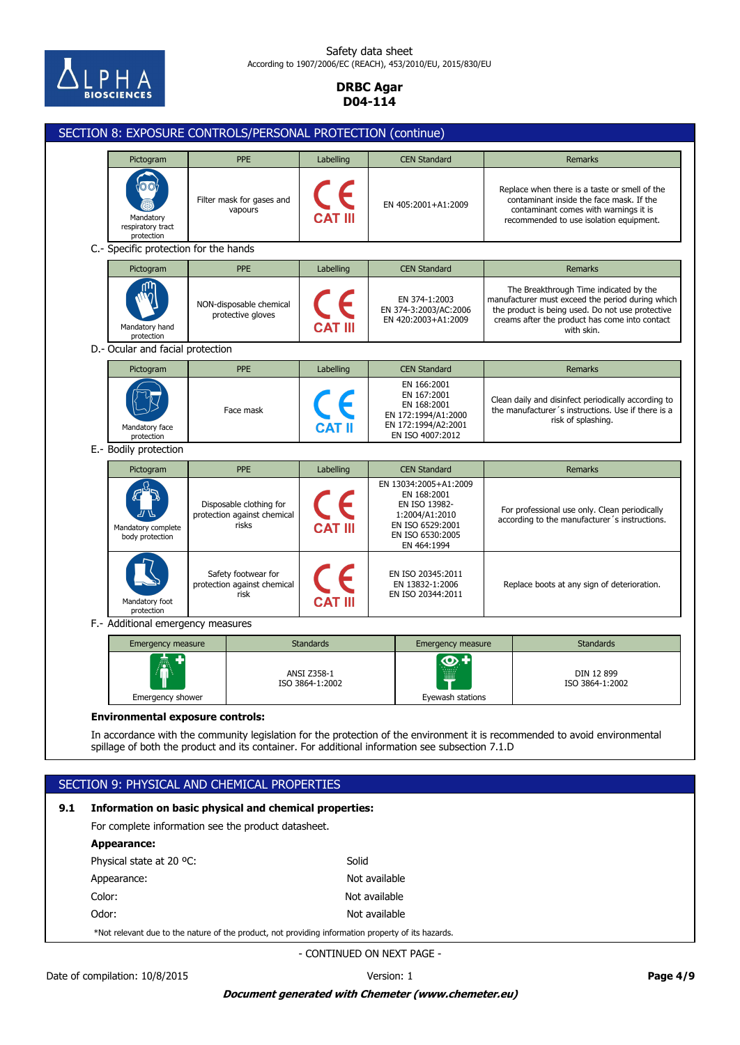## SECTION 8: EXPOSURE CONTROLS/PERSONAL PROTECTION (continue)

| Pictogram | PPE | Labelling | CEN Standard | Remarks |
|---|---|---|---|---|
| Mandatory respiratory tract protection | Filter mask for gases and vapours | CE CAT III | EN 405:2001+A1:2009 | Replace when there is a taste or smell of the contaminant inside the face mask. If the contaminant comes with warnings it is recommended to use isolation equipment. |

C.- Specific protection for the hands

| Pictogram | PPE | Labelling | CEN Standard | Remarks |
|---|---|---|---|---|
| Mandatory hand protection | NON-disposable chemical protective gloves | CE CAT III | EN 374-1:2003<br>EN 374-3:2003/AC:2006<br>EN 420:2003+A1:2009 | The Breakthrough Time indicated by the manufacturer must exceed the period during which the product is being used. Do not use protective creams after the product has come into contact with skin. |

D.- Ocular and facial protection

| Pictogram | PPE | Labelling | CEN Standard | Remarks |
|---|---|---|---|---|
| Mandatory face protection | Face mask | CE CAT II | EN 166:2001<br>EN 167:2001<br>EN 168:2001<br>EN 172:1994/A1:2000<br>EN 172:1994/A2:2001<br>EN ISO 4007:2012 | Clean daily and disinfect periodically according to the manufacturer´s instructions. Use if there is a risk of splashing. |

E.- Bodily protection

| Pictogram | PPE | Labelling | CEN Standard | Remarks |
|---|---|---|---|---|
| Mandatory complete body protection | Disposable clothing for protection against chemical risks | CE CAT III | EN 13034:2005+A1:2009<br>EN 168:2001<br>EN ISO 13982-1:2004/A1:2010<br>EN ISO 6529:2001<br>EN ISO 6530:2005<br>EN 464:1994 | For professional use only. Clean periodically according to the manufacturer´s instructions. |
| Mandatory foot protection | Safety footwear for protection against chemical risk | CE CAT III | EN ISO 20345:2011<br>EN 13832-1:2006<br>EN ISO 20344:2011 | Replace boots at any sign of deterioration. |

F.- Additional emergency measures

| Emergency measure | Standards | Emergency measure | Standards |
|---|---|---|---|
| Emergency shower | ANSI Z358-1<br>ISO 3864-1:2002 | Eyewash stations | DIN 12 899<br>ISO 3864-1:2002 |

**Environmental exposure controls:**

In accordance with the community legislation for the protection of the environment it is recommended to avoid environmental spillage of both the product and its container. For additional information see subsection 7.1.D

## SECTION 9: PHYSICAL AND CHEMICAL PROPERTIES

**9.1 Information on basic physical and chemical properties:**

For complete information see the product datasheet.

**Appearance:**

| | |
|---|---|
| Physical state at 20 ºC: | Solid |
| Appearance: | Not available |
| Color: | Not available |
| Odor: | Not available |

*Not relevant due to the nature of the product, not providing information property of its hazards.

- CONTINUED ON NEXT PAGE -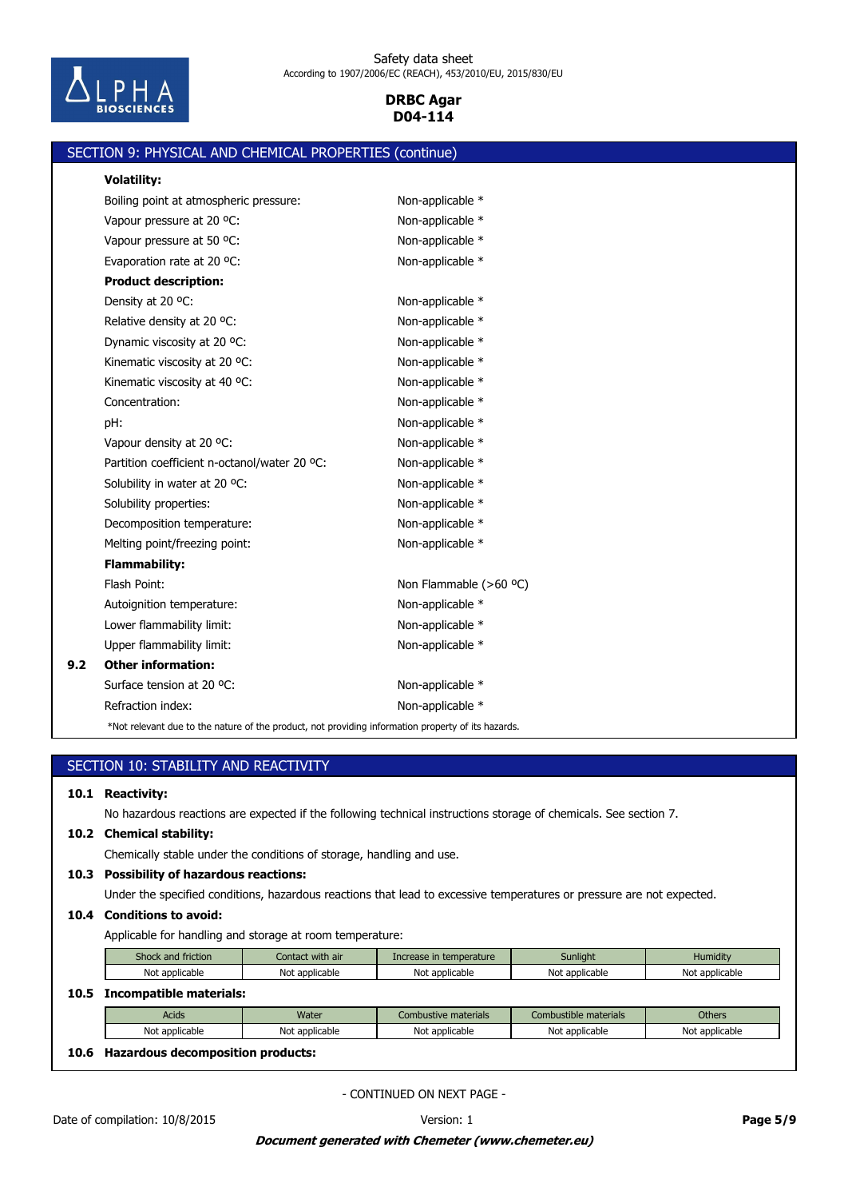## SECTION 9: PHYSICAL AND CHEMICAL PROPERTIES (continue)

**Volatility:**

| | |
|---|---|
| Boiling point at atmospheric pressure: | Non-applicable * |
| Vapour pressure at 20 ºC: | Non-applicable * |
| Vapour pressure at 50 ºC: | Non-applicable * |
| Evaporation rate at 20 ºC: | Non-applicable * |

**Product description:**

| | |
|---|---|
| Density at 20 ºC: | Non-applicable * |
| Relative density at 20 ºC: | Non-applicable * |
| Dynamic viscosity at 20 ºC: | Non-applicable * |
| Kinematic viscosity at 20 ºC: | Non-applicable * |
| Kinematic viscosity at 40 ºC: | Non-applicable * |
| Concentration: | Non-applicable * |
| pH: | Non-applicable * |
| Vapour density at 20 ºC: | Non-applicable * |
| Partition coefficient n-octanol/water 20 ºC: | Non-applicable * |
| Solubility in water at 20 ºC: | Non-applicable * |
| Solubility properties: | Non-applicable * |
| Decomposition temperature: | Non-applicable * |
| Melting point/freezing point: | Non-applicable * |

**Flammability:**

| | |
|---|---|
| Flash Point: | Non Flammable (>60 ºC) |
| Autoignition temperature: | Non-applicable * |
| Lower flammability limit: | Non-applicable * |
| Upper flammability limit: | Non-applicable * |

**9.2 Other information:**

| | |
|---|---|
| Surface tension at 20 ºC: | Non-applicable * |
| Refraction index: | Non-applicable * |

*Not relevant due to the nature of the product, not providing information property of its hazards.

## SECTION 10: STABILITY AND REACTIVITY

**10.1 Reactivity:**

No hazardous reactions are expected if the following technical instructions storage of chemicals. See section 7.

**10.2 Chemical stability:**

Chemically stable under the conditions of storage, handling and use.

**10.3 Possibility of hazardous reactions:**

Under the specified conditions, hazardous reactions that lead to excessive temperatures or pressure are not expected.

**10.4 Conditions to avoid:**

Applicable for handling and storage at room temperature:

| Shock and friction | Contact with air | Increase in temperature | Sunlight | Humidity |
|---|---|---|---|---|
| Not applicable | Not applicable | Not applicable | Not applicable | Not applicable |

**10.5 Incompatible materials:**

| Acids | Water | Combustive materials | Combustible materials | Others |
|---|---|---|---|---|
| Not applicable | Not applicable | Not applicable | Not applicable | Not applicable |

**10.6 Hazardous decomposition products:**

- CONTINUED ON NEXT PAGE -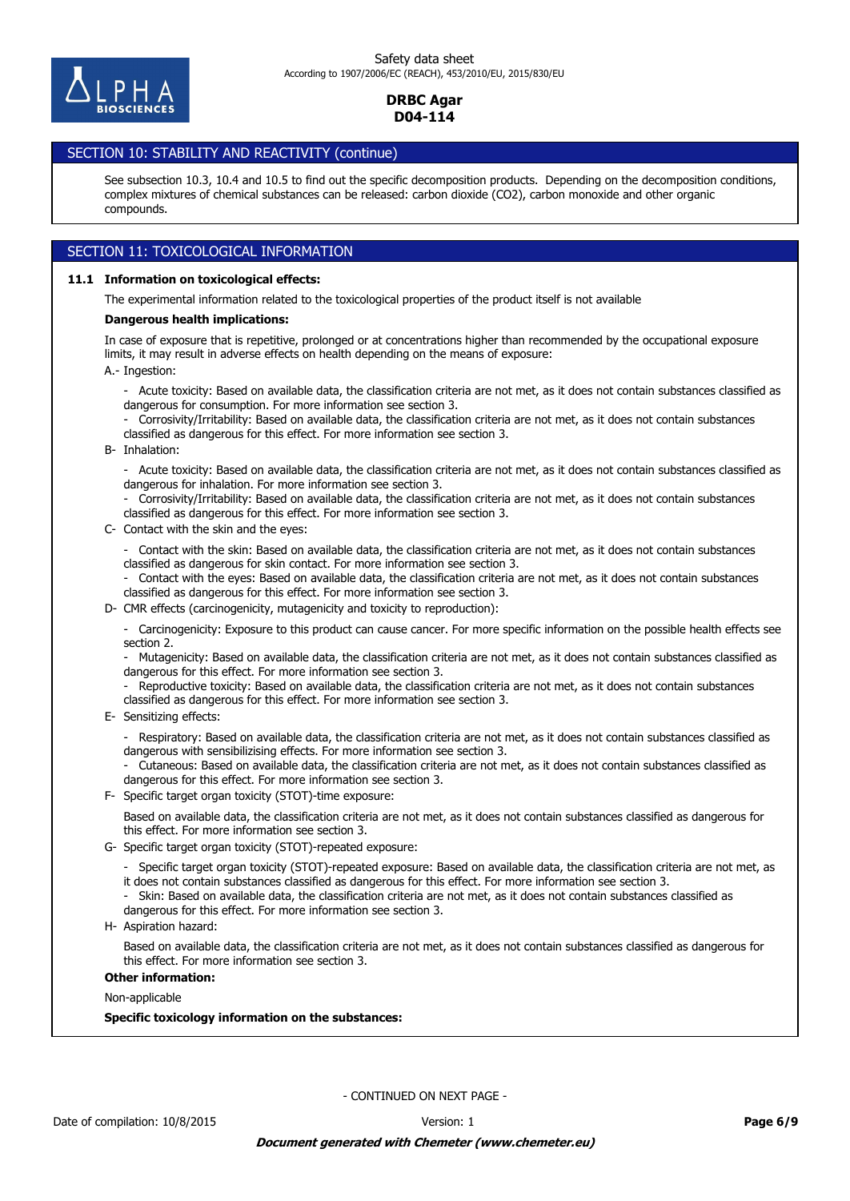## SECTION 10: STABILITY AND REACTIVITY (continue)

See subsection 10.3, 10.4 and 10.5 to find out the specific decomposition products. Depending on the decomposition conditions, complex mixtures of chemical substances can be released: carbon dioxide ($CO_2$), carbon monoxide and other organic compounds.

## SECTION 11: TOXICOLOGICAL INFORMATION

### 11.1 Information on toxicological effects:

The experimental information related to the toxicological properties of the product itself is not available

**Dangerous health implications:**

In case of exposure that is repetitive, prolonged or at concentrations higher than recommended by the occupational exposure limits, it may result in adverse effects on health depending on the means of exposure:

A.- Ingestion:

- Acute toxicity: Based on available data, the classification criteria are not met, as it does not contain substances classified as dangerous for consumption. For more information see section 3.
- Corrosivity/Irritability: Based on available data, the classification criteria are not met, as it does not contain substances classified as dangerous for this effect. For more information see section 3.

B- Inhalation:

- Acute toxicity: Based on available data, the classification criteria are not met, as it does not contain substances classified as dangerous for inhalation. For more information see section 3.
- Corrosivity/Irritability: Based on available data, the classification criteria are not met, as it does not contain substances classified as dangerous for this effect. For more information see section 3.

C- Contact with the skin and the eyes:

- Contact with the skin: Based on available data, the classification criteria are not met, as it does not contain substances classified as dangerous for skin contact. For more information see section 3.
- Contact with the eyes: Based on available data, the classification criteria are not met, as it does not contain substances classified as dangerous for this effect. For more information see section 3.

D- CMR effects (carcinogenicity, mutagenicity and toxicity to reproduction):

- Carcinogenicity: Exposure to this product can cause cancer. For more specific information on the possible health effects see section 2.
- Mutagenicity: Based on available data, the classification criteria are not met, as it does not contain substances classified as dangerous for this effect. For more information see section 3.
- Reproductive toxicity: Based on available data, the classification criteria are not met, as it does not contain substances classified as dangerous for this effect. For more information see section 3.

E- Sensitizing effects:

- Respiratory: Based on available data, the classification criteria are not met, as it does not contain substances classified as dangerous with sensibilizising effects. For more information see section 3.
- Cutaneous: Based on available data, the classification criteria are not met, as it does not contain substances classified as dangerous for this effect. For more information see section 3.

F- Specific target organ toxicity (STOT)-time exposure:

Based on available data, the classification criteria are not met, as it does not contain substances classified as dangerous for this effect. For more information see section 3.

G- Specific target organ toxicity (STOT)-repeated exposure:

- Specific target organ toxicity (STOT)-repeated exposure: Based on available data, the classification criteria are not met, as it does not contain substances classified as dangerous for this effect. For more information see section 3.
- Skin: Based on available data, the classification criteria are not met, as it does not contain substances classified as dangerous for this effect. For more information see section 3.

H- Aspiration hazard:

Based on available data, the classification criteria are not met, as it does not contain substances classified as dangerous for this effect. For more information see section 3.

**Other information:**

Non-applicable

**Specific toxicology information on the substances:**

- CONTINUED ON NEXT PAGE -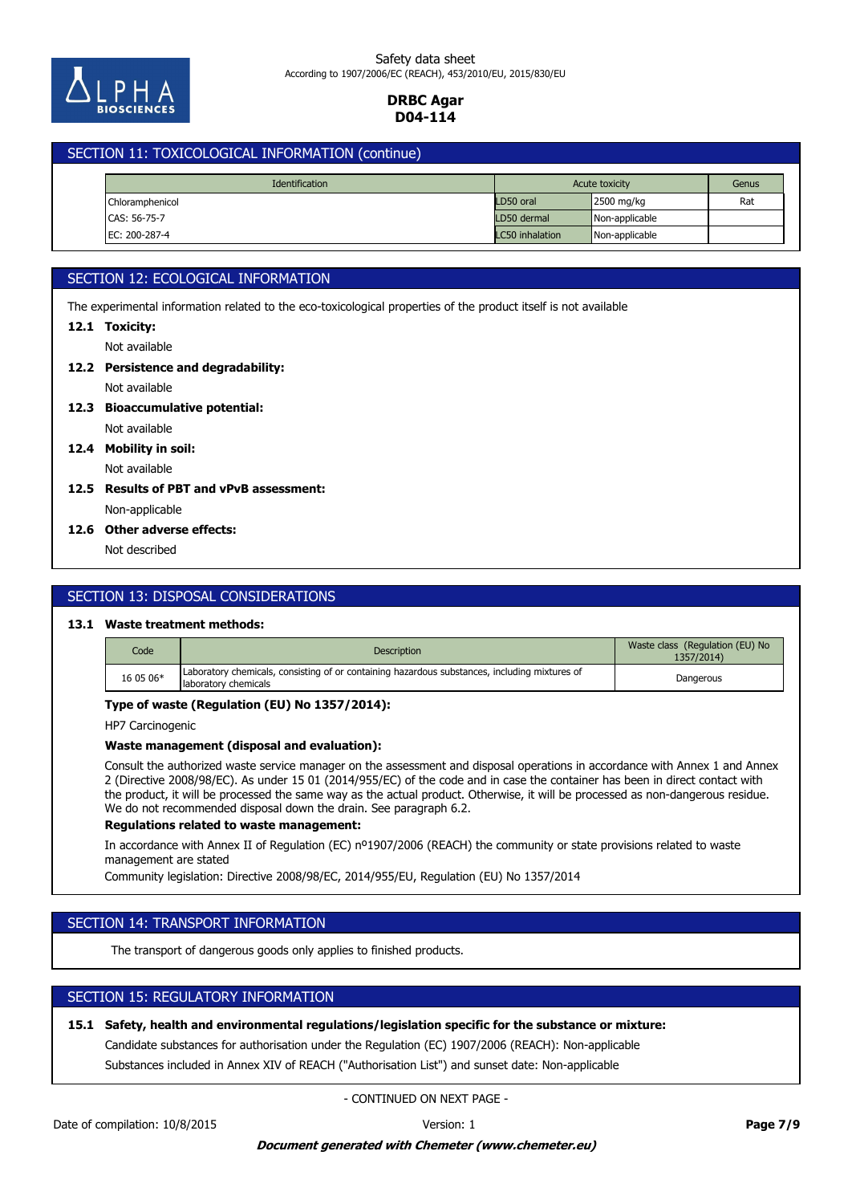## SECTION 11: TOXICOLOGICAL INFORMATION (continue)

| Identification | Acute toxicity | | Genus |
|---|---|---|---|
| Chloramphenicol | LD50 oral | 2500 mg/kg | Rat |
| CAS: 56-75-7 | LD50 dermal | Non-applicable | |
| EC: 200-287-4 | LC50 inhalation | Non-applicable | |

## SECTION 12: ECOLOGICAL INFORMATION

The experimental information related to the eco-toxicological properties of the product itself is not available

**12.1 Toxicity:**

Not available

**12.2 Persistence and degradability:**

Not available

**12.3 Bioaccumulative potential:**

Not available

**12.4 Mobility in soil:**

Not available

**12.5 Results of PBT and vPvB assessment:**

Non-applicable

**12.6 Other adverse effects:**

Not described

## SECTION 13: DISPOSAL CONSIDERATIONS

**13.1 Waste treatment methods:**

| Code | Description | Waste class (Regulation (EU) No 1357/2014) |
|---|---|---|
| 16 05 06* | Laboratory chemicals, consisting of or containing hazardous substances, including mixtures of laboratory chemicals | Dangerous |

**Type of waste (Regulation (EU) No 1357/2014):**

HP7 Carcinogenic

**Waste management (disposal and evaluation):**

Consult the authorized waste service manager on the assessment and disposal operations in accordance with Annex 1 and Annex 2 (Directive 2008/98/EC). As under 15 01 (2014/955/EC) of the code and in case the container has been in direct contact with the product, it will be processed the same way as the actual product. Otherwise, it will be processed as non-dangerous residue. We do not recommended disposal down the drain. See paragraph 6.2.

**Regulations related to waste management:**

In accordance with Annex II of Regulation (EC) nº1907/2006 (REACH) the community or state provisions related to waste management are stated

Community legislation: Directive 2008/98/EC, 2014/955/EU, Regulation (EU) No 1357/2014

## SECTION 14: TRANSPORT INFORMATION

The transport of dangerous goods only applies to finished products.

## SECTION 15: REGULATORY INFORMATION

**15.1 Safety, health and environmental regulations/legislation specific for the substance or mixture:**

Candidate substances for authorisation under the Regulation (EC) 1907/2006 (REACH): Non-applicable

Substances included in Annex XIV of REACH ("Authorisation List") and sunset date: Non-applicable

- CONTINUED ON NEXT PAGE -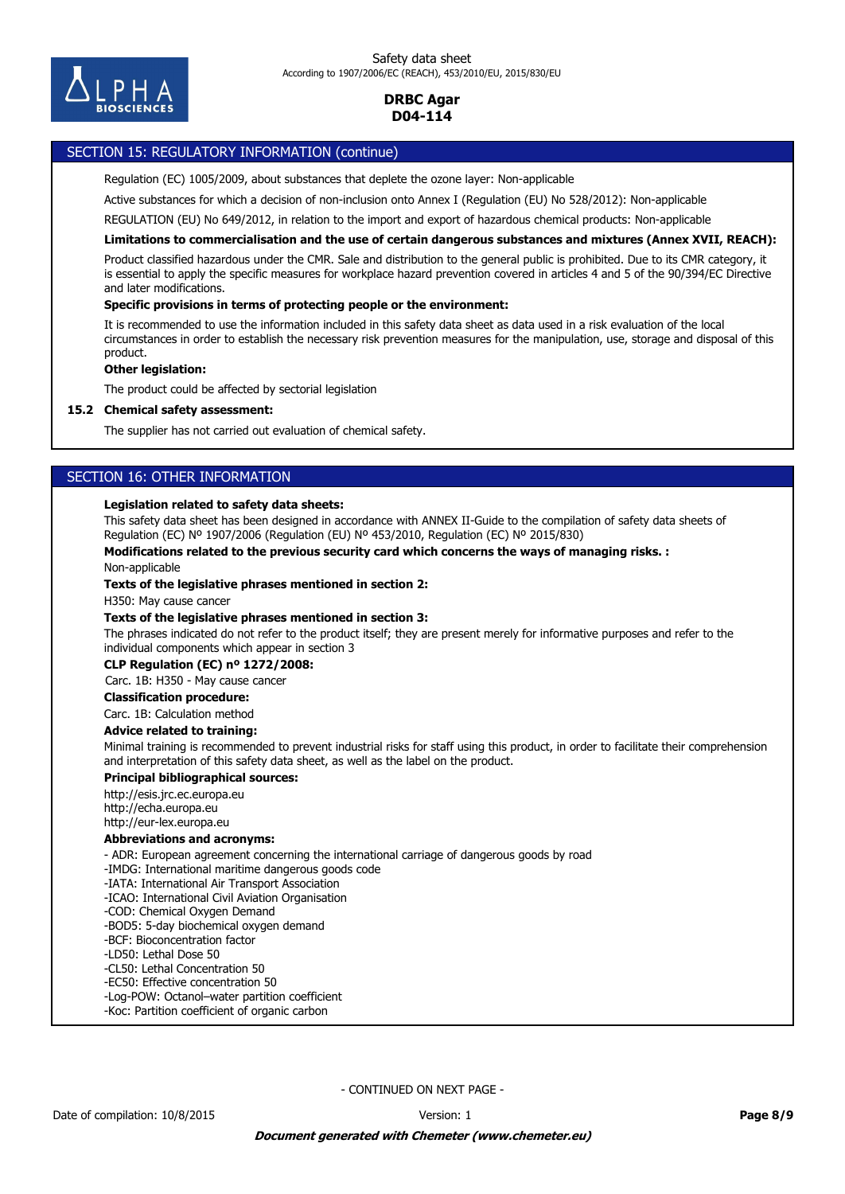## SECTION 15: REGULATORY INFORMATION (continue)

Regulation (EC) 1005/2009, about substances that deplete the ozone layer: Non-applicable

Active substances for which a decision of non-inclusion onto Annex I (Regulation (EU) No 528/2012): Non-applicable

REGULATION (EU) No 649/2012, in relation to the import and export of hazardous chemical products: Non-applicable

**Limitations to commercialisation and the use of certain dangerous substances and mixtures (Annex XVII, REACH):**

Product classified hazardous under the CMR. Sale and distribution to the general public is prohibited. Due to its CMR category, it is essential to apply the specific measures for workplace hazard prevention covered in articles 4 and 5 of the 90/394/EC Directive and later modifications.

**Specific provisions in terms of protecting people or the environment:**

It is recommended to use the information included in this safety data sheet as data used in a risk evaluation of the local circumstances in order to establish the necessary risk prevention measures for the manipulation, use, storage and disposal of this product.

**Other legislation:**

The product could be affected by sectorial legislation

**15.2 Chemical safety assessment:**

The supplier has not carried out evaluation of chemical safety.

## SECTION 16: OTHER INFORMATION

**Legislation related to safety data sheets:**

This safety data sheet has been designed in accordance with ANNEX II-Guide to the compilation of safety data sheets of Regulation (EC) Nº 1907/2006 (Regulation (EU) Nº 453/2010, Regulation (EC) Nº 2015/830)

**Modifications related to the previous security card which concerns the ways of managing risks. :**

Non-applicable

**Texts of the legislative phrases mentioned in section 2:**

H350: May cause cancer

**Texts of the legislative phrases mentioned in section 3:**

The phrases indicated do not refer to the product itself; they are present merely for informative purposes and refer to the individual components which appear in section 3

**CLP Regulation (EC) nº 1272/2008:**

Carc. 1B: H350 - May cause cancer

**Classification procedure:**

Carc. 1B: Calculation method

**Advice related to training:**

Minimal training is recommended to prevent industrial risks for staff using this product, in order to facilitate their comprehension and interpretation of this safety data sheet, as well as the label on the product.

**Principal bibliographical sources:**

http://esis.jrc.ec.europa.eu
http://echa.europa.eu
http://eur-lex.europa.eu

**Abbreviations and acronyms:**

- ADR: European agreement concerning the international carriage of dangerous goods by road
-IMDG: International maritime dangerous goods code
-IATA: International Air Transport Association
-ICAO: International Civil Aviation Organisation
-COD: Chemical Oxygen Demand
-BOD5: 5-day biochemical oxygen demand
-BCF: Bioconcentration factor
-LD50: Lethal Dose 50
-CL50: Lethal Concentration 50
-EC50: Effective concentration 50
-Log-POW: Octanol–water partition coefficient
-Koc: Partition coefficient of organic carbon

- CONTINUED ON NEXT PAGE -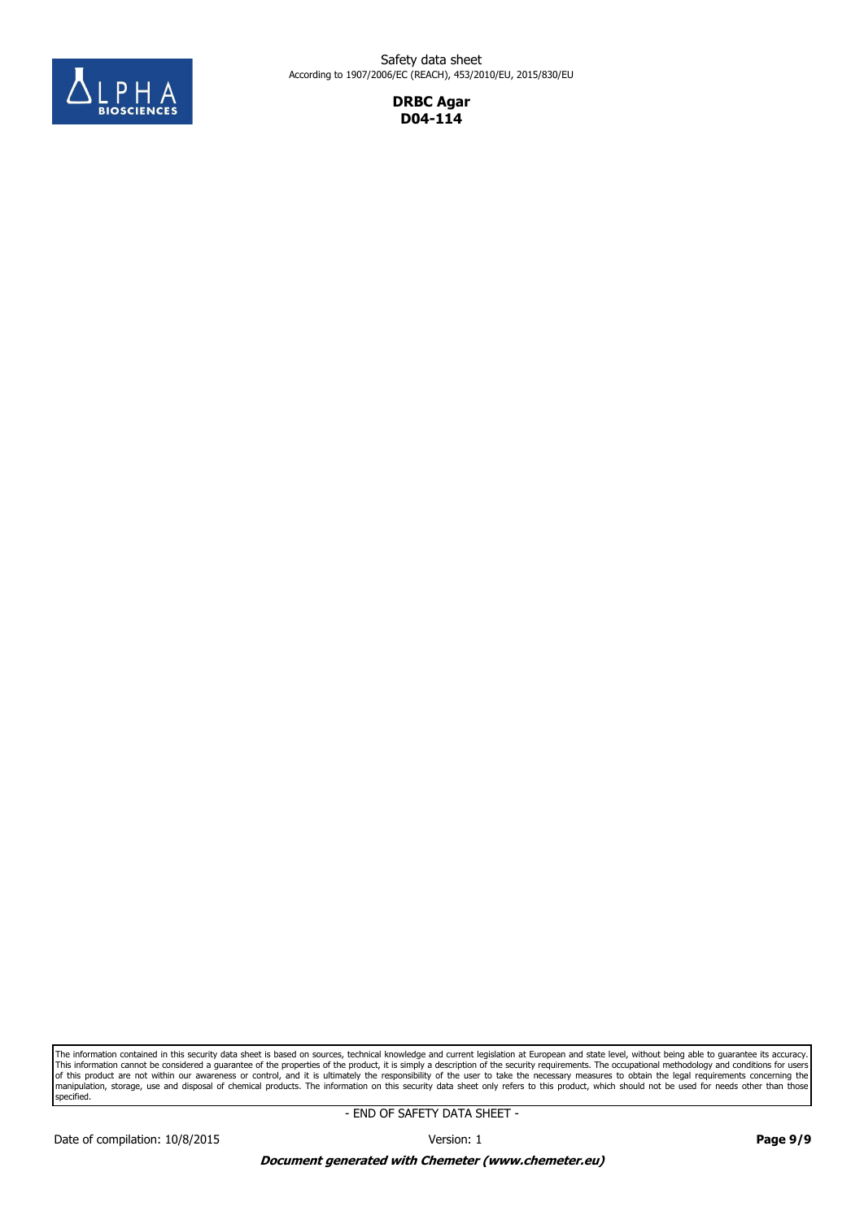The information contained in this security data sheet is based on sources, technical knowledge and current legislation at European and state level, without being able to guarantee its accuracy. This information cannot be considered a guarantee of the properties of the product, it is simply a description of the security requirements. The occupational methodology and conditions for users of this product are not within our awareness or control, and it is ultimately the responsibility of the user to take the necessary measures to obtain the legal requirements concerning the manipulation, storage, use and disposal of chemical products. The information on this security data sheet only refers to this product, which should not be used for needs other than those specified.

- END OF SAFETY DATA SHEET -